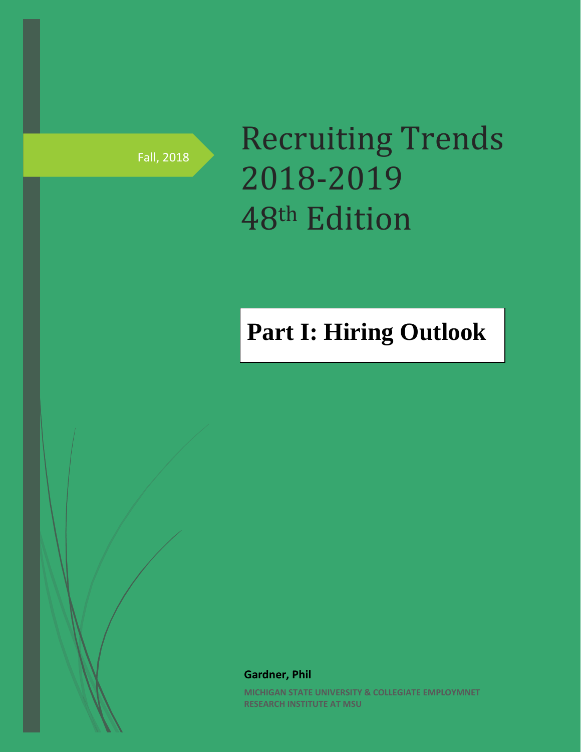Fall, 2018

# Recruiting Trends 2018-2019 48th Edition

## Part I: Hiring Outlook

**Gardner, Phil**

MICHIGAN STATE UNIVERSITY & COLLEGIATE EMPLOYMNET RESEARCH INSTITUTE AT MSU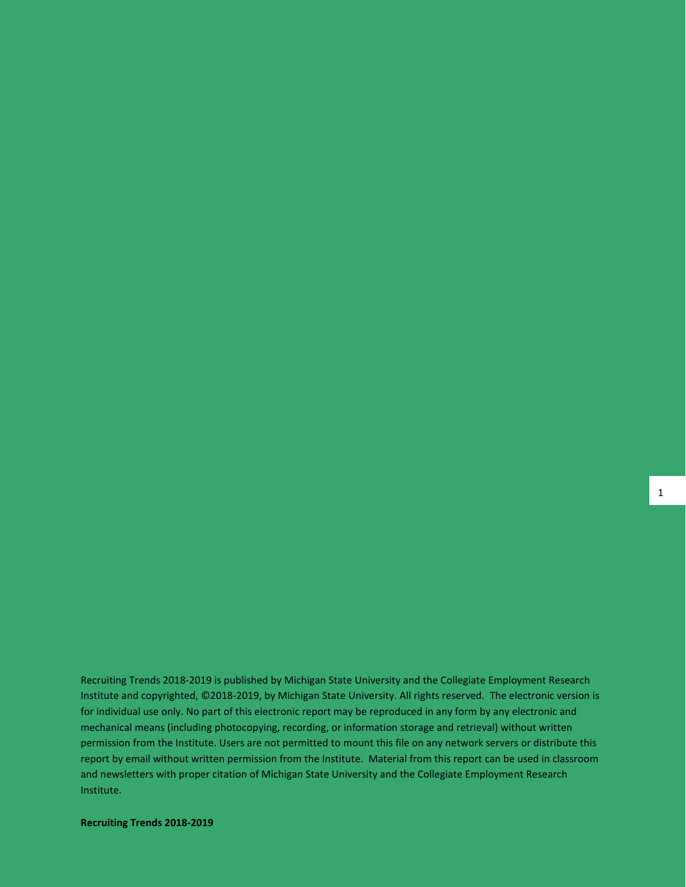Recruiting Trends 2018-2019 is published by Michigan State University and the Collegiate Employment Research Institute and copyrighted, ©2018-2019, by Michigan State University. All rights reserved. The electronic version is for individual use only. No part of this electronic report may be reproduced in any form by any electronic and mechanical means (including photocopying, recording, or information storage and retrieval) without written permission from the Institute. Users are not permitted to mount this file on any network servers or distribute this report by email without written permission from the Institute. Material from this report can be used in classroom and newsletters with proper citation of Michigan State University and the Collegiate Employment Research Institute.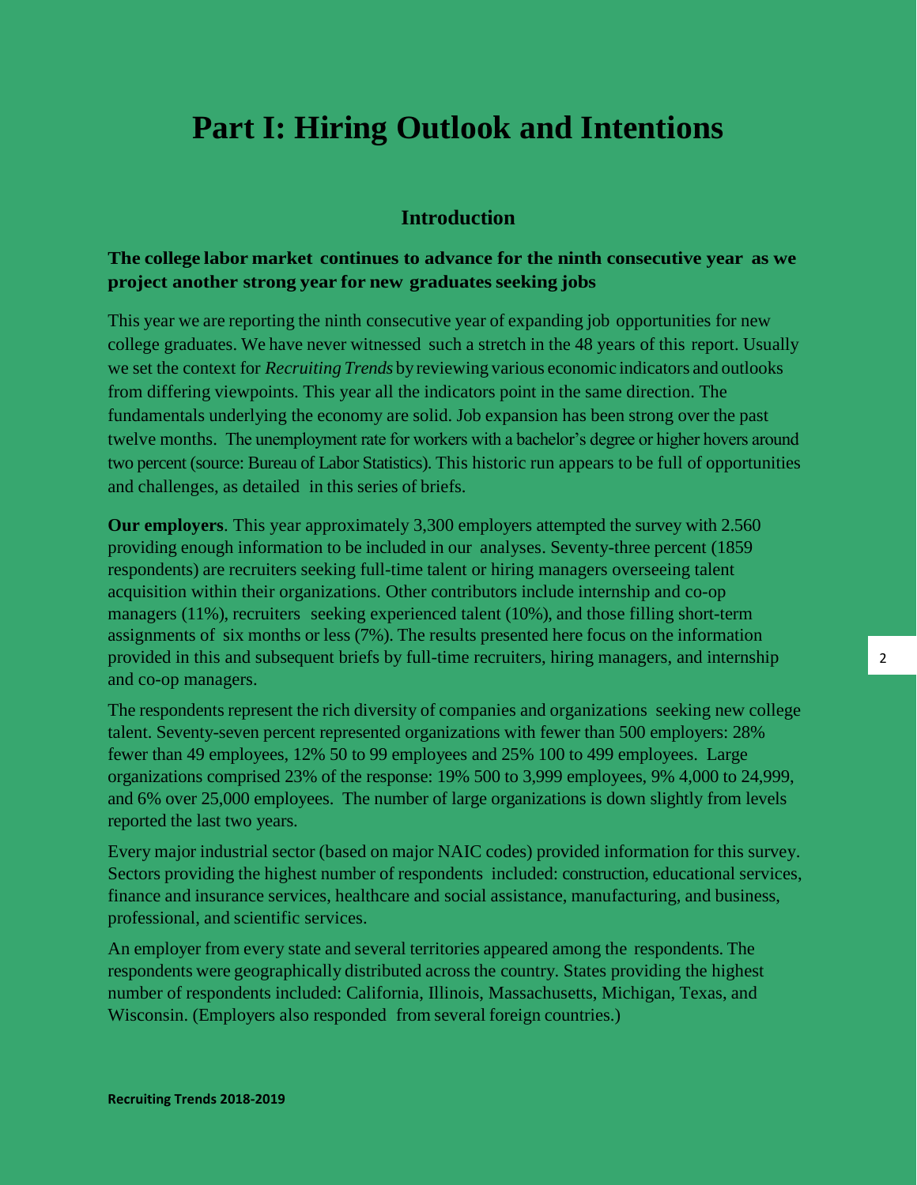# Part I: Hiring Outlook and Intentions

## Introduction

### The college labor market continues to advance for the ninth consecutive year as we project another strong year for new graduates seeking jobs

This year we are reporting the ninth consecutive year of expanding job opportunities for new college graduates. We have never witnessed such a stretch in the 48 years of this report. Usually we set the context for *Recruiting Trends* by reviewing various economic indicators and outlooks from differing viewpoints. This year all the indicators point in the same direction. The fundamentals underlying the economy are solid. Job expansion has been strong over the past twelve months. The unemployment rate for workers with a bachelor's degree or higher hovers around two percent (source: Bureau of Labor Statistics). This historic run appears to be full of opportunities and challenges, as detailed in this series of briefs.

**Our employers**. This year approximately 3,300 employers attempted the survey with 2.560 providing enough information to be included in our analyses. Seventy-three percent (1859 respondents) are recruiters seeking full-time talent or hiring managers overseeing talent acquisition within their organizations. Other contributors include internship and co-op managers (11%), recruiters seeking experienced talent (10%), and those filling short-term assignments of six months or less (7%). The results presented here focus on the information provided in this and subsequent briefs by full-time recruiters, hiring managers, and internship and co-op managers.

The respondents represent the rich diversity of companies and organizations seeking new college talent. Seventy-seven percent represented organizations with fewer than 500 employers: 28% fewer than 49 employees, 12% 50 to 99 employees and 25% 100 to 499 employees. Large organizations comprised 23% of the response: 19% 500 to 3,999 employees, 9% 4,000 to 24,999, and 6% over 25,000 employees. The number of large organizations is down slightly from levels reported the last two years.

Every major industrial sector (based on major NAIC codes) provided information for this survey. Sectors providing the highest number of respondents included: construction, educational services, finance and insurance services, healthcare and social assistance, manufacturing, and business, professional, and scientific services.

An employer from every state and several territories appeared among the respondents. The respondents were geographically distributed across the country. States providing the highest number of respondents included: California, Illinois, Massachusetts, Michigan, Texas, and Wisconsin. (Employers also responded from several foreign countries.)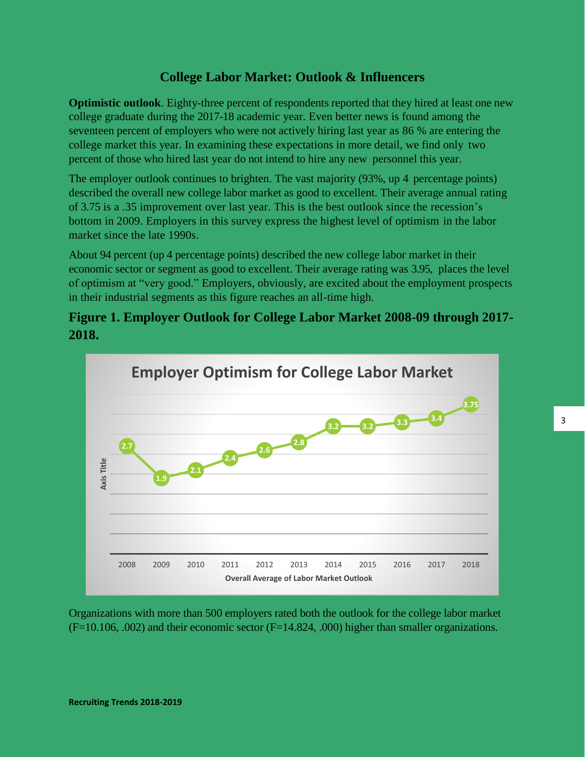## College Labor Market: Outlook & Influencers

**Optimistic outlook**. Eighty-three percent of respondents reported that they hired at least one new college graduate during the 2017-18 academic year. Even better news is found among the seventeen percent of employers who were not actively hiring last year as 86 % are entering the college market this year. In examining these expectations in more detail, we find only two percent of those who hired last year do not intend to hire any new personnel this year.

The employer outlook continues to brighten. The vast majority (93%, up 4 percentage points) described the overall new college labor market as good to excellent. Their average annual rating of 3.75 is a .35 improvement over last year. This is the best outlook since the recession's bottom in 2009. Employers in this survey express the highest level of optimism in the labor market since the late 1990s.

About 94 percent (up 4 percentage points) described the new college labor market in their economic sector or segment as good to excellent. Their average rating was 3.95, places the level of optimism at "very good." Employers, obviously, are excited about the employment prospects in their industrial segments as this figure reaches an all-time high.

### Figure 1. Employer Outlook for College Labor Market 2008-09 through 2017-2018.

**Employer Optimism for College Labor Market**

| Year | 2008 | 2009 | 2010 | 2011 | 2012 | 2013 | 2014 | 2015 | 2016 | 2017 | 2018 |
|---|---|---|---|---|---|---|---|---|---|---|---|
| Overall Average of Labor Market Outlook | 2.7 | 1.9 | 2.1 | 2.4 | 2.6 | 2.8 | 3.2 | 3.2 | 3.3 | 3.4 | 3.75 |

Organizations with more than 500 employers rated both the outlook for the college labor market ($F=10.106$, .002) and their economic sector ($F=14.824$, .000) higher than smaller organizations.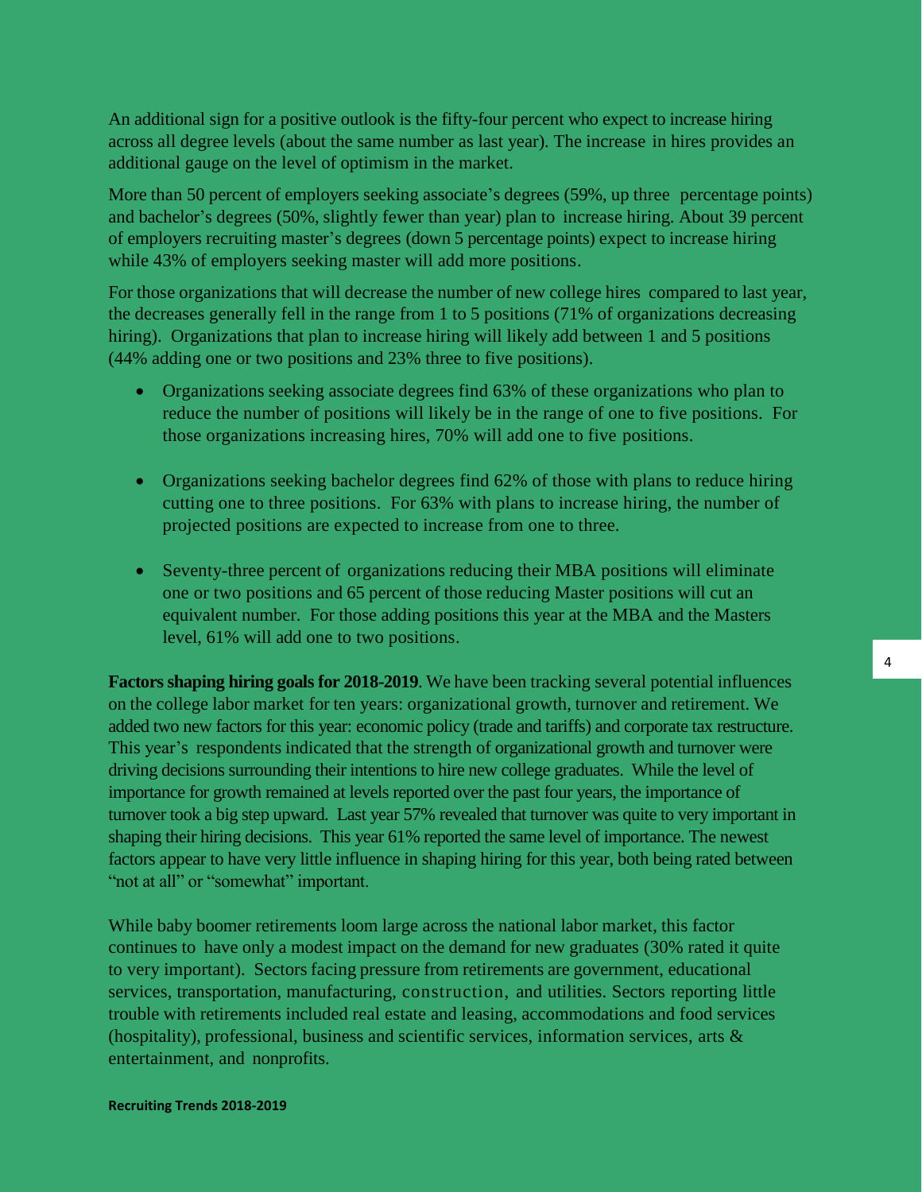An additional sign for a positive outlook is the fifty-four percent who expect to increase hiring across all degree levels (about the same number as last year). The increase in hires provides an additional gauge on the level of optimism in the market.

More than 50 percent of employers seeking associate's degrees (59%, up three percentage points) and bachelor's degrees (50%, slightly fewer than year) plan to increase hiring. About 39 percent of employers recruiting master's degrees (down 5 percentage points) expect to increase hiring while 43% of employers seeking master will add more positions.

For those organizations that will decrease the number of new college hires compared to last year, the decreases generally fell in the range from 1 to 5 positions (71% of organizations decreasing hiring). Organizations that plan to increase hiring will likely add between 1 and 5 positions (44% adding one or two positions and 23% three to five positions).

- Organizations seeking associate degrees find 63% of these organizations who plan to reduce the number of positions will likely be in the range of one to five positions. For those organizations increasing hires, 70% will add one to five positions.

- Organizations seeking bachelor degrees find 62% of those with plans to reduce hiring cutting one to three positions. For 63% with plans to increase hiring, the number of projected positions are expected to increase from one to three.

- Seventy-three percent of organizations reducing their MBA positions will eliminate one or two positions and 65 percent of those reducing Master positions will cut an equivalent number. For those adding positions this year at the MBA and the Masters level, 61% will add one to two positions.

**Factors shaping hiring goals for 2018-2019**. We have been tracking several potential influences on the college labor market for ten years: organizational growth, turnover and retirement. We added two new factors for this year: economic policy (trade and tariffs) and corporate tax restructure. This year's respondents indicated that the strength of organizational growth and turnover were driving decisions surrounding their intentions to hire new college graduates. While the level of importance for growth remained at levels reported over the past four years, the importance of turnover took a big step upward. Last year 57% revealed that turnover was quite to very important in shaping their hiring decisions. This year 61% reported the same level of importance. The newest factors appear to have very little influence in shaping hiring for this year, both being rated between "not at all" or "somewhat" important.

While baby boomer retirements loom large across the national labor market, this factor continues to have only a modest impact on the demand for new graduates (30% rated it quite to very important). Sectors facing pressure from retirements are government, educational services, transportation, manufacturing, construction, and utilities. Sectors reporting little trouble with retirements included real estate and leasing, accommodations and food services (hospitality), professional, business and scientific services, information services, arts & entertainment, and nonprofits.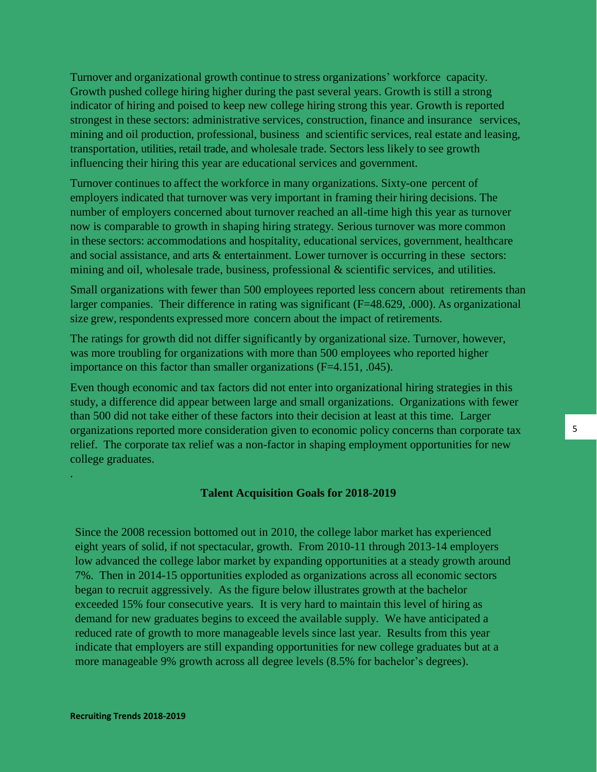Turnover and organizational growth continue to stress organizations' workforce capacity. Growth pushed college hiring higher during the past several years. Growth is still a strong indicator of hiring and poised to keep new college hiring strong this year. Growth is reported strongest in these sectors: administrative services, construction, finance and insurance services, mining and oil production, professional, business and scientific services, real estate and leasing, transportation, utilities, retail trade, and wholesale trade. Sectors less likely to see growth influencing their hiring this year are educational services and government.

Turnover continues to affect the workforce in many organizations. Sixty-one percent of employers indicated that turnover was very important in framing their hiring decisions. The number of employers concerned about turnover reached an all-time high this year as turnover now is comparable to growth in shaping hiring strategy. Serious turnover was more common in these sectors: accommodations and hospitality, educational services, government, healthcare and social assistance, and arts & entertainment. Lower turnover is occurring in these sectors: mining and oil, wholesale trade, business, professional & scientific services, and utilities.

Small organizations with fewer than 500 employees reported less concern about retirements than larger companies. Their difference in rating was significant (F=48.629, .000). As organizational size grew, respondents expressed more concern about the impact of retirements.

The ratings for growth did not differ significantly by organizational size. Turnover, however, was more troubling for organizations with more than 500 employees who reported higher importance on this factor than smaller organizations (F=4.151, .045).

Even though economic and tax factors did not enter into organizational hiring strategies in this study, a difference did appear between large and small organizations. Organizations with fewer than 500 did not take either of these factors into their decision at least at this time. Larger organizations reported more consideration given to economic policy concerns than corporate tax relief. The corporate tax relief was a non-factor in shaping employment opportunities for new college graduates.

.

## Talent Acquisition Goals for 2018-2019

Since the 2008 recession bottomed out in 2010, the college labor market has experienced eight years of solid, if not spectacular, growth. From 2010-11 through 2013-14 employers low advanced the college labor market by expanding opportunities at a steady growth around 7%. Then in 2014-15 opportunities exploded as organizations across all economic sectors began to recruit aggressively. As the figure below illustrates growth at the bachelor exceeded 15% four consecutive years. It is very hard to maintain this level of hiring as demand for new graduates begins to exceed the available supply. We have anticipated a reduced rate of growth to more manageable levels since last year. Results from this year indicate that employers are still expanding opportunities for new college graduates but at a more manageable 9% growth across all degree levels (8.5% for bachelor's degrees).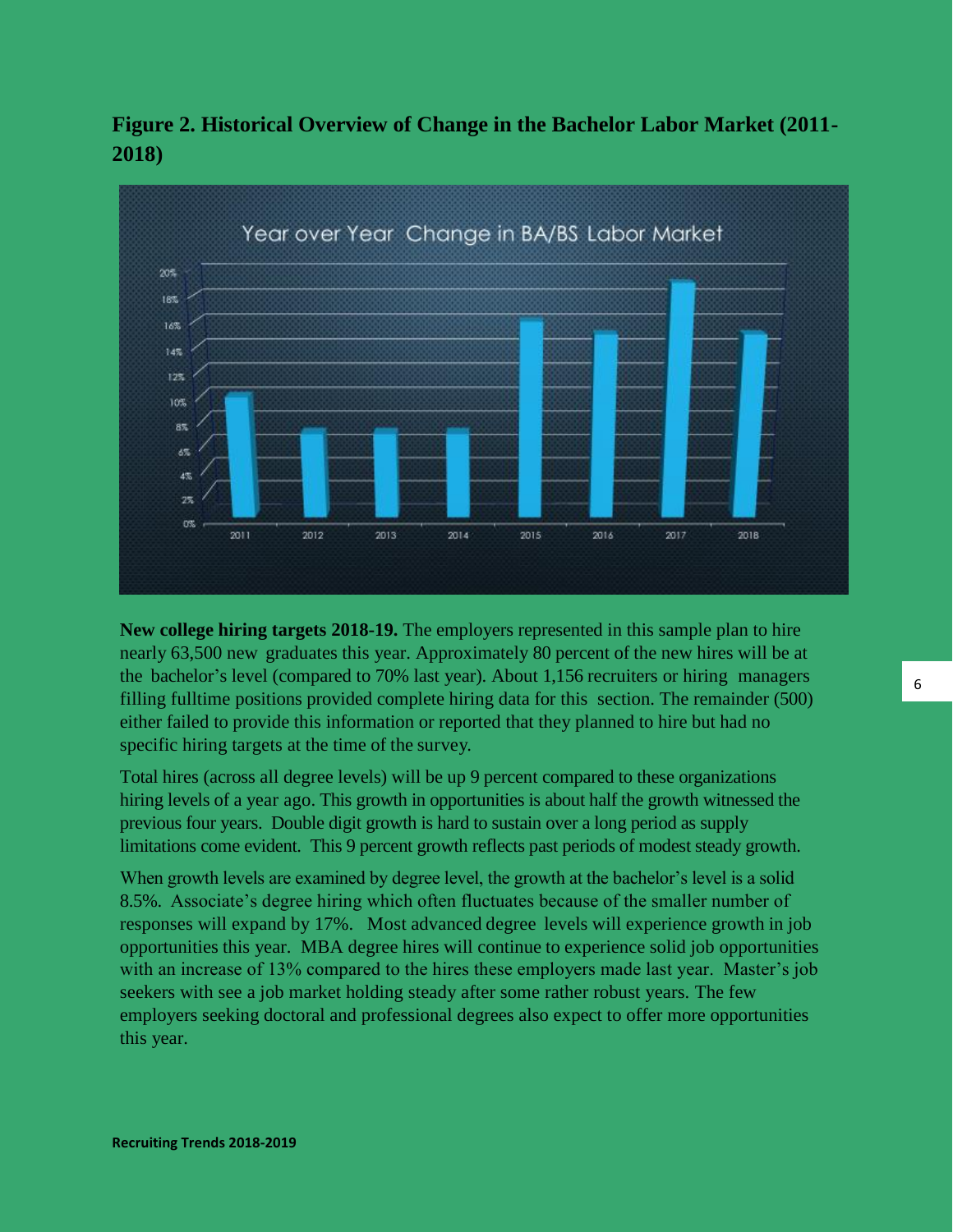## Figure 2. Historical Overview of Change in the Bachelor Labor Market (2011-2018)

**New college hiring targets 2018-19.** The employers represented in this sample plan to hire nearly 63,500 new graduates this year. Approximately 80 percent of the new hires will be at the bachelor's level (compared to 70% last year). About 1,156 recruiters or hiring managers filling fulltime positions provided complete hiring data for this section. The remainder (500) either failed to provide this information or reported that they planned to hire but had no specific hiring targets at the time of the survey.

Total hires (across all degree levels) will be up 9 percent compared to these organizations hiring levels of a year ago. This growth in opportunities is about half the growth witnessed the previous four years. Double digit growth is hard to sustain over a long period as supply limitations come evident. This 9 percent growth reflects past periods of modest steady growth.

When growth levels are examined by degree level, the growth at the bachelor's level is a solid 8.5%. Associate's degree hiring which often fluctuates because of the smaller number of responses will expand by 17%. Most advanced degree levels will experience growth in job opportunities this year. MBA degree hires will continue to experience solid job opportunities with an increase of 13% compared to the hires these employers made last year. Master's job seekers with see a job market holding steady after some rather robust years. The few employers seeking doctoral and professional degrees also expect to offer more opportunities this year.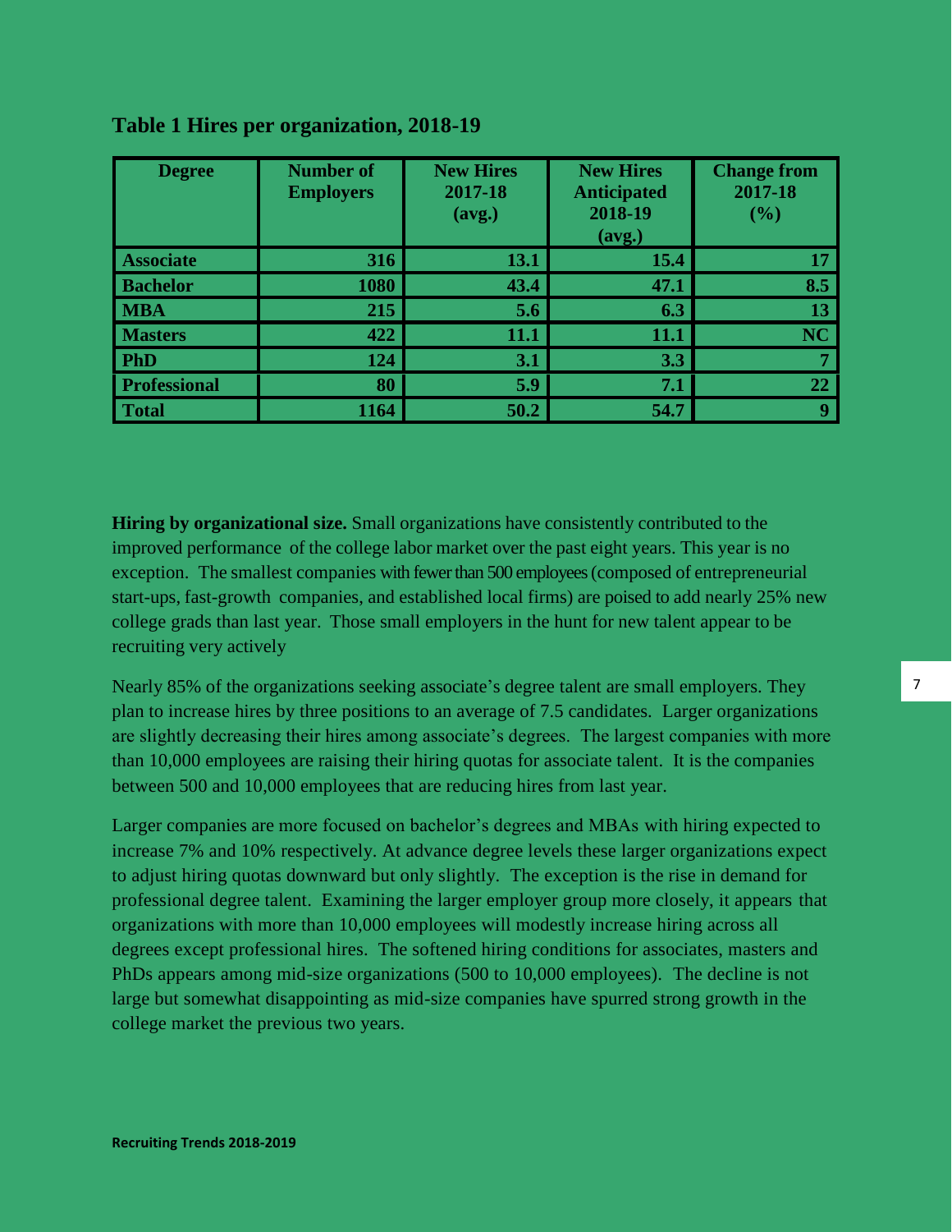**Table 1 Hires per organization, 2018-19**

| Degree | Number of Employers | New Hires 2017-18 (avg.) | New Hires Anticipated 2018-19 (avg.) | Change from 2017-18 (%) |
|---|---|---|---|---|
| Associate | 316 | 13.1 | 15.4 | 17 |
| Bachelor | 1080 | 43.4 | 47.1 | 8.5 |
| MBA | 215 | 5.6 | 6.3 | 13 |
| Masters | 422 | 11.1 | 11.1 | NC |
| PhD | 124 | 3.1 | 3.3 | 7 |
| Professional | 80 | 5.9 | 7.1 | 22 |
| Total | 1164 | 50.2 | 54.7 | 9 |

**Hiring by organizational size.** Small organizations have consistently contributed to the improved performance of the college labor market over the past eight years. This year is no exception. The smallest companies with fewer than 500 employees (composed of entrepreneurial start-ups, fast-growth companies, and established local firms) are poised to add nearly 25% new college grads than last year. Those small employers in the hunt for new talent appear to be recruiting very actively

Nearly 85% of the organizations seeking associate's degree talent are small employers. They plan to increase hires by three positions to an average of 7.5 candidates. Larger organizations are slightly decreasing their hires among associate's degrees. The largest companies with more than 10,000 employees are raising their hiring quotas for associate talent. It is the companies between 500 and 10,000 employees that are reducing hires from last year.

Larger companies are more focused on bachelor's degrees and MBAs with hiring expected to increase 7% and 10% respectively. At advance degree levels these larger organizations expect to adjust hiring quotas downward but only slightly. The exception is the rise in demand for professional degree talent. Examining the larger employer group more closely, it appears that organizations with more than 10,000 employees will modestly increase hiring across all degrees except professional hires. The softened hiring conditions for associates, masters and PhDs appears among mid-size organizations (500 to 10,000 employees). The decline is not large but somewhat disappointing as mid-size companies have spurred strong growth in the college market the previous two years.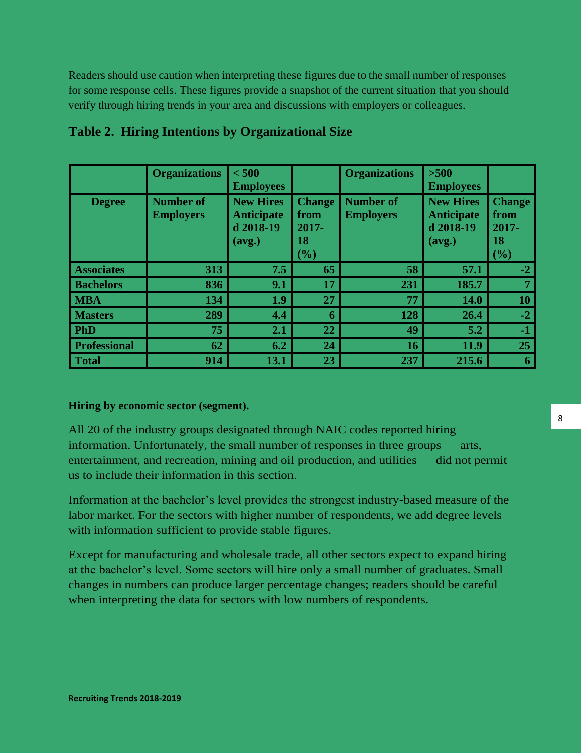Readers should use caution when interpreting these figures due to the small number of responses for some response cells. These figures provide a snapshot of the current situation that you should verify through hiring trends in your area and discussions with employers or colleagues.

**Table 2. Hiring Intentions by Organizational Size**

| | Organizations | < 500 Employees | | Organizations | >500 Employees | |
|---|---|---|---|---|---|---|
| **Degree** | **Number of Employers** | **New Hires Anticipated 2018-19 (avg.)** | **Change from 2017-18 (%)** | **Number of Employers** | **New Hires Anticipated 2018-19 (avg.)** | **Change from 2017-18 (%)** |
| **Associates** | 313 | 7.5 | 65 | 58 | 57.1 | -2 |
| **Bachelors** | 836 | 9.1 | 17 | 231 | 185.7 | 7 |
| **MBA** | 134 | 1.9 | 27 | 77 | 14.0 | 10 |
| **Masters** | 289 | 4.4 | 6 | 128 | 26.4 | -2 |
| **PhD** | 75 | 2.1 | 22 | 49 | 5.2 | -1 |
| **Professional** | 62 | 6.2 | 24 | 16 | 11.9 | 25 |
| **Total** | 914 | 13.1 | 23 | 237 | 215.6 | 6 |

**Hiring by economic sector (segment).**

All 20 of the industry groups designated through NAIC codes reported hiring information. Unfortunately, the small number of responses in three groups — arts, entertainment, and recreation, mining and oil production, and utilities — did not permit us to include their information in this section.

Information at the bachelor's level provides the strongest industry-based measure of the labor market. For the sectors with higher number of respondents, we add degree levels with information sufficient to provide stable figures.

Except for manufacturing and wholesale trade, all other sectors expect to expand hiring at the bachelor's level. Some sectors will hire only a small number of graduates. Small changes in numbers can produce larger percentage changes; readers should be careful when interpreting the data for sectors with low numbers of respondents.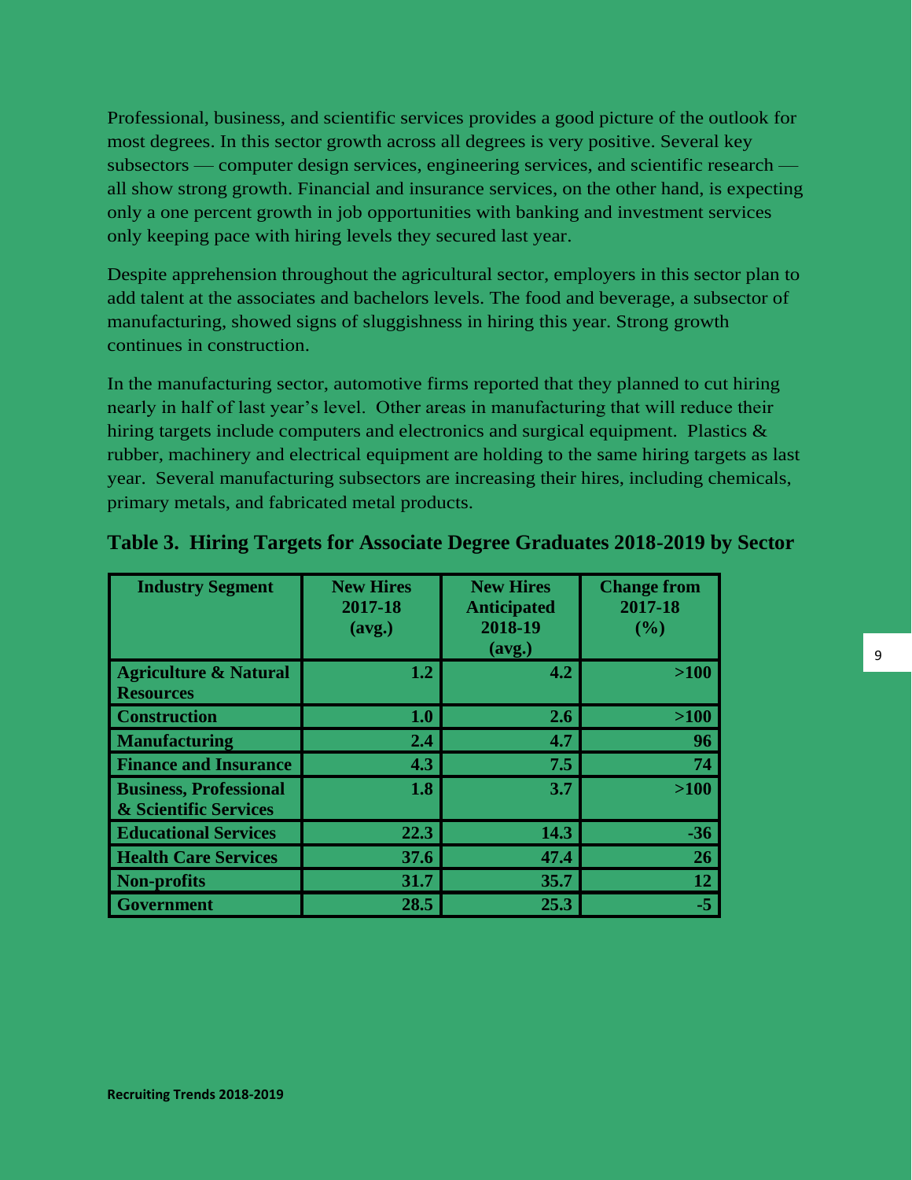Professional, business, and scientific services provides a good picture of the outlook for most degrees. In this sector growth across all degrees is very positive. Several key subsectors — computer design services, engineering services, and scientific research — all show strong growth. Financial and insurance services, on the other hand, is expecting only a one percent growth in job opportunities with banking and investment services only keeping pace with hiring levels they secured last year.

Despite apprehension throughout the agricultural sector, employers in this sector plan to add talent at the associates and bachelors levels. The food and beverage, a subsector of manufacturing, showed signs of sluggishness in hiring this year. Strong growth continues in construction.

In the manufacturing sector, automotive firms reported that they planned to cut hiring nearly in half of last year's level. Other areas in manufacturing that will reduce their hiring targets include computers and electronics and surgical equipment. Plastics & rubber, machinery and electrical equipment are holding to the same hiring targets as last year. Several manufacturing subsectors are increasing their hires, including chemicals, primary metals, and fabricated metal products.

## Table 3. Hiring Targets for Associate Degree Graduates 2018-2019 by Sector

| Industry Segment | New Hires 2017-18 (avg.) | New Hires Anticipated 2018-19 (avg.) | Change from 2017-18 (%) |
|---|---|---|---|
| Agriculture & Natural Resources | 1.2 | 4.2 | >100 |
| Construction | 1.0 | 2.6 | >100 |
| Manufacturing | 2.4 | 4.7 | 96 |
| Finance and Insurance | 4.3 | 7.5 | 74 |
| Business, Professional & Scientific Services | 1.8 | 3.7 | >100 |
| Educational Services | 22.3 | 14.3 | -36 |
| Health Care Services | 37.6 | 47.4 | 26 |
| Non-profits | 31.7 | 35.7 | 12 |
| Government | 28.5 | 25.3 | -5 |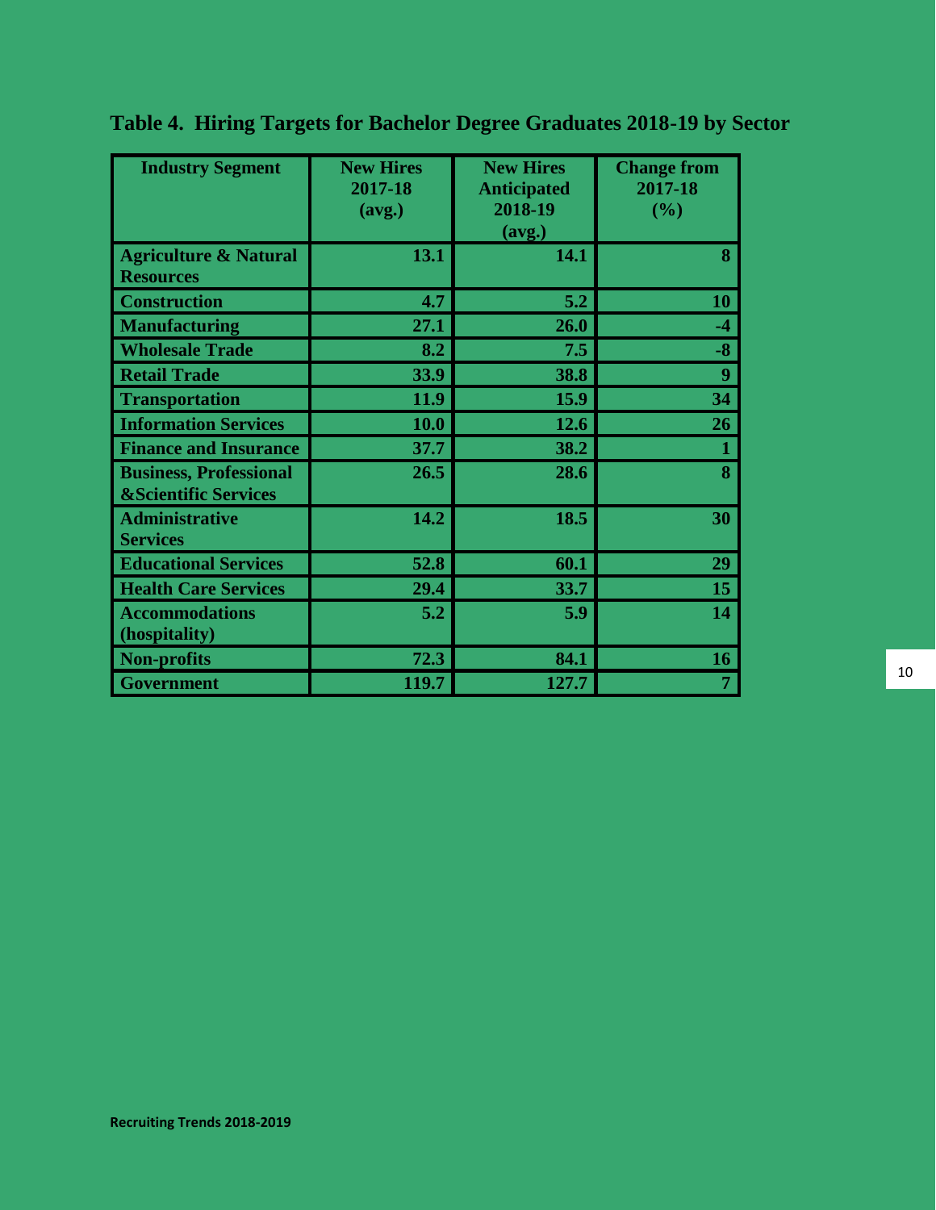**Table 4. Hiring Targets for Bachelor Degree Graduates 2018-19 by Sector**

| Industry Segment | New Hires 2017-18 (avg.) | New Hires Anticipated 2018-19 (avg.) | Change from 2017-18 (%) |
|---|---|---|---|
| Agriculture & Natural Resources | 13.1 | 14.1 | 8 |
| Construction | 4.7 | 5.2 | 10 |
| Manufacturing | 27.1 | 26.0 | -4 |
| Wholesale Trade | 8.2 | 7.5 | -8 |
| Retail Trade | 33.9 | 38.8 | 9 |
| Transportation | 11.9 | 15.9 | 34 |
| Information Services | 10.0 | 12.6 | 26 |
| Finance and Insurance | 37.7 | 38.2 | 1 |
| Business, Professional &Scientific Services | 26.5 | 28.6 | 8 |
| Administrative Services | 14.2 | 18.5 | 30 |
| Educational Services | 52.8 | 60.1 | 29 |
| Health Care Services | 29.4 | 33.7 | 15 |
| Accommodations (hospitality) | 5.2 | 5.9 | 14 |
| Non-profits | 72.3 | 84.1 | 16 |
| Government | 119.7 | 127.7 | 7 |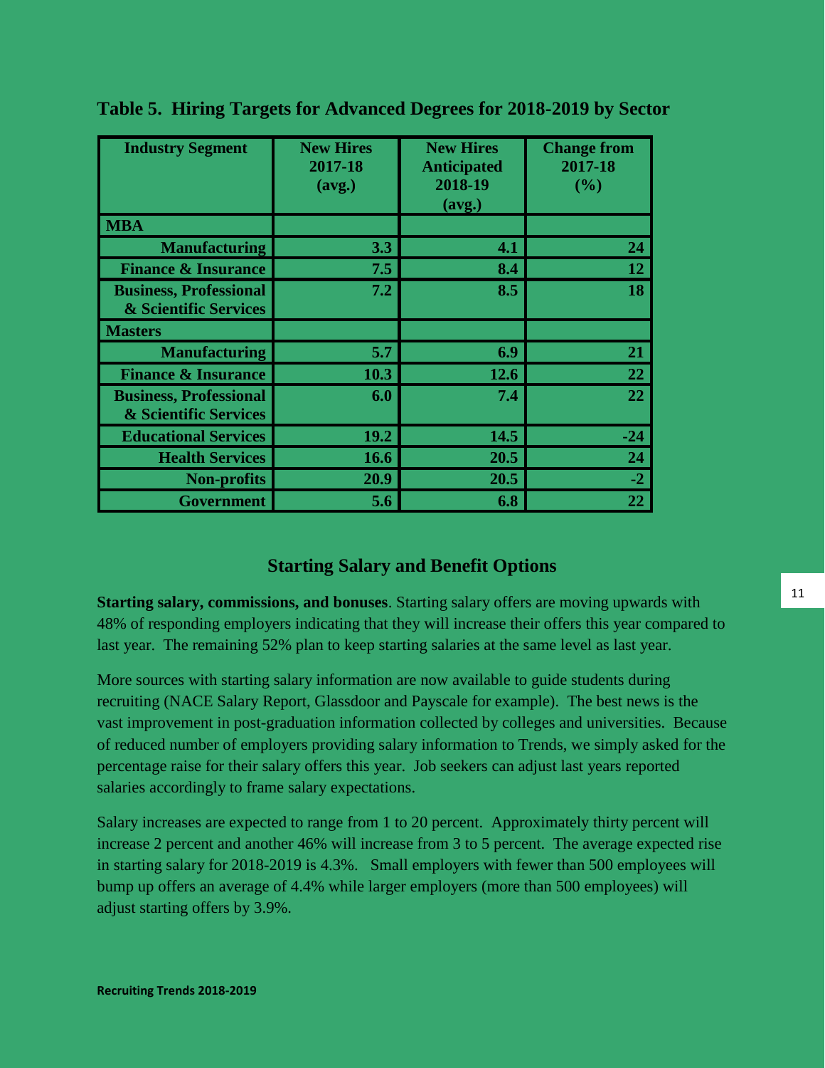**Table 5. Hiring Targets for Advanced Degrees for 2018-2019 by Sector**

| Industry Segment | New Hires 2017-18 (avg.) | New Hires Anticipated 2018-19 (avg.) | Change from 2017-18 (%) |
|---|---|---|---|
| **MBA** | | | |
| Manufacturing | 3.3 | 4.1 | 24 |
| Finance & Insurance | 7.5 | 8.4 | 12 |
| Business, Professional & Scientific Services | 7.2 | 8.5 | 18 |
| **Masters** | | | |
| Manufacturing | 5.7 | 6.9 | 21 |
| Finance & Insurance | 10.3 | 12.6 | 22 |
| Business, Professional & Scientific Services | 6.0 | 7.4 | 22 |
| Educational Services | 19.2 | 14.5 | -24 |
| Health Services | 16.6 | 20.5 | 24 |
| Non-profits | 20.9 | 20.5 | -2 |
| Government | 5.6 | 6.8 | 22 |

## Starting Salary and Benefit Options

**Starting salary, commissions, and bonuses**. Starting salary offers are moving upwards with 48% of responding employers indicating that they will increase their offers this year compared to last year. The remaining 52% plan to keep starting salaries at the same level as last year.

More sources with starting salary information are now available to guide students during recruiting (NACE Salary Report, Glassdoor and Payscale for example). The best news is the vast improvement in post-graduation information collected by colleges and universities. Because of reduced number of employers providing salary information to Trends, we simply asked for the percentage raise for their salary offers this year. Job seekers can adjust last years reported salaries accordingly to frame salary expectations.

Salary increases are expected to range from 1 to 20 percent. Approximately thirty percent will increase 2 percent and another 46% will increase from 3 to 5 percent. The average expected rise in starting salary for 2018-2019 is 4.3%. Small employers with fewer than 500 employees will bump up offers an average of 4.4% while larger employers (more than 500 employees) will adjust starting offers by 3.9%.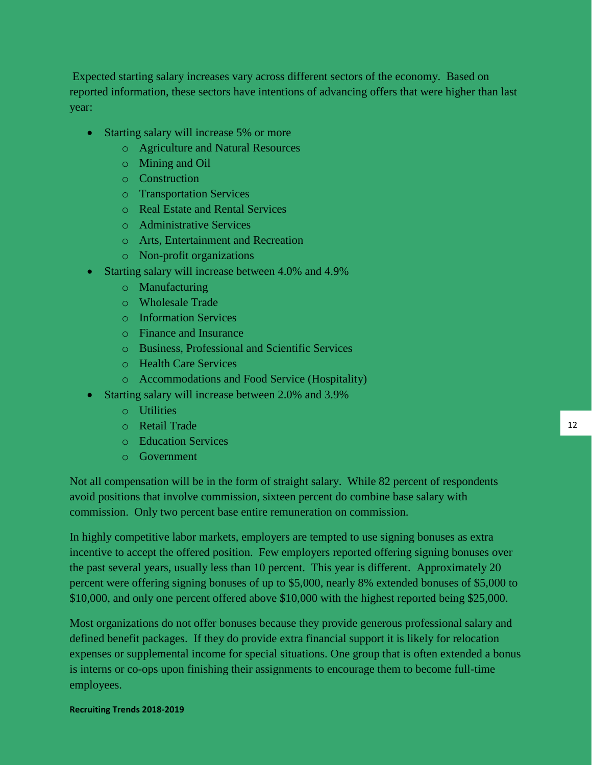Expected starting salary increases vary across different sectors of the economy. Based on reported information, these sectors have intentions of advancing offers that were higher than last year:

- Starting salary will increase 5% or more
  - Agriculture and Natural Resources
  - Mining and Oil
  - Construction
  - Transportation Services
  - Real Estate and Rental Services
  - Administrative Services
  - Arts, Entertainment and Recreation
  - Non-profit organizations
- Starting salary will increase between 4.0% and 4.9%
  - Manufacturing
  - Wholesale Trade
  - Information Services
  - Finance and Insurance
  - Business, Professional and Scientific Services
  - Health Care Services
  - Accommodations and Food Service (Hospitality)
- Starting salary will increase between 2.0% and 3.9%
  - Utilities
  - Retail Trade
  - Education Services
  - Government

Not all compensation will be in the form of straight salary. While 82 percent of respondents avoid positions that involve commission, sixteen percent do combine base salary with commission. Only two percent base entire remuneration on commission.

In highly competitive labor markets, employers are tempted to use signing bonuses as extra incentive to accept the offered position. Few employers reported offering signing bonuses over the past several years, usually less than 10 percent. This year is different. Approximately 20 percent were offering signing bonuses of up to $5,000, nearly 8% extended bonuses of $5,000 to $10,000, and only one percent offered above $10,000 with the highest reported being $25,000.

Most organizations do not offer bonuses because they provide generous professional salary and defined benefit packages. If they do provide extra financial support it is likely for relocation expenses or supplemental income for special situations. One group that is often extended a bonus is interns or co-ops upon finishing their assignments to encourage them to become full-time employees.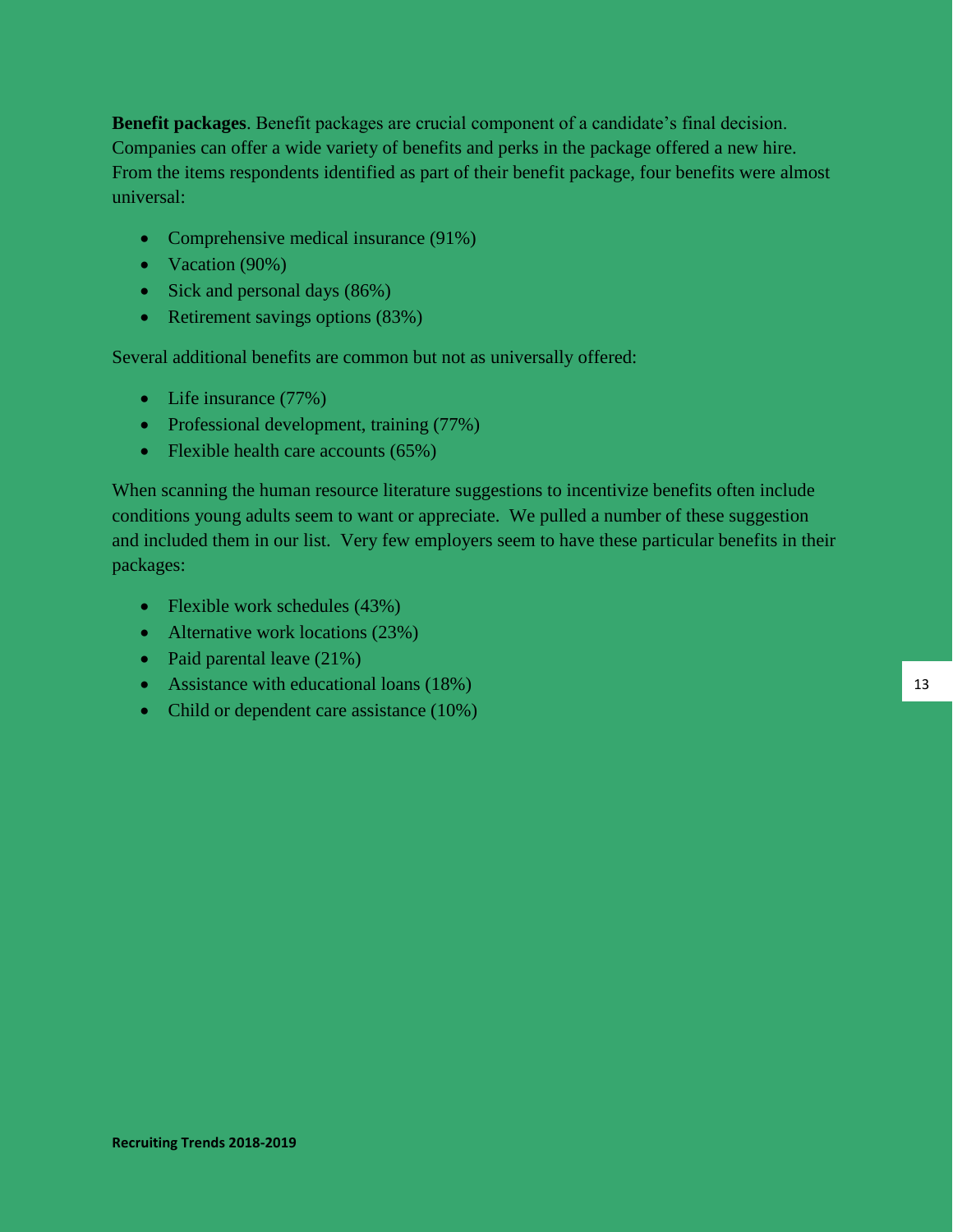**Benefit packages**. Benefit packages are crucial component of a candidate's final decision. Companies can offer a wide variety of benefits and perks in the package offered a new hire. From the items respondents identified as part of their benefit package, four benefits were almost universal:

- Comprehensive medical insurance (91%)
- Vacation (90%)
- Sick and personal days (86%)
- Retirement savings options (83%)

Several additional benefits are common but not as universally offered:

- Life insurance (77%)
- Professional development, training (77%)
- Flexible health care accounts (65%)

When scanning the human resource literature suggestions to incentivize benefits often include conditions young adults seem to want or appreciate. We pulled a number of these suggestion and included them in our list. Very few employers seem to have these particular benefits in their packages:

- Flexible work schedules (43%)
- Alternative work locations (23%)
- Paid parental leave (21%)
- Assistance with educational loans (18%)
- Child or dependent care assistance (10%)